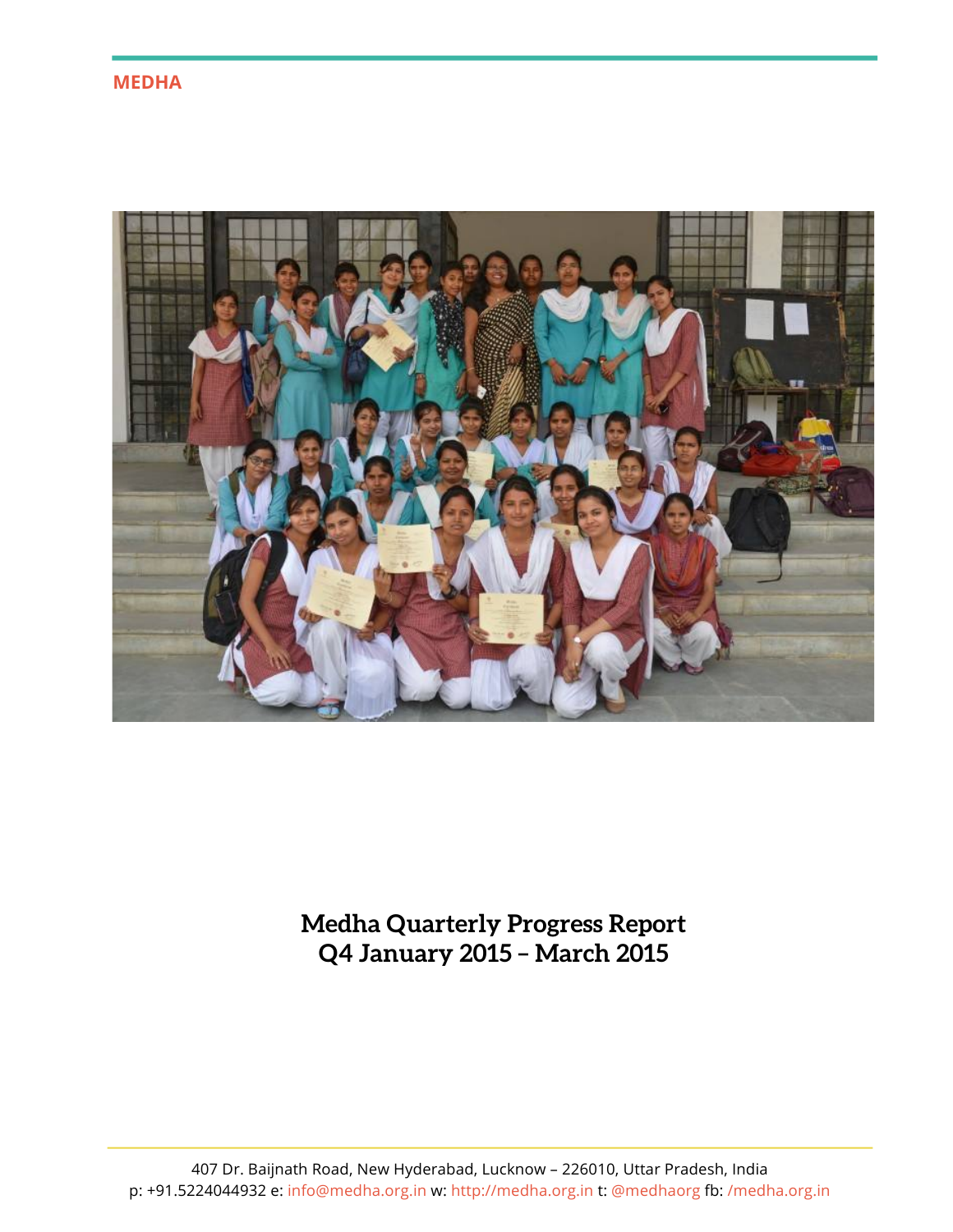MEDHA

# Medha Quarterly Progress Report
# Q4 January 2015 – March 2015

407 Dr. Baijnath Road, New Hyderabad, Lucknow – 226010, Uttar Pradesh, India
p: +91.5224044932 e: info@medha.org.in w: http://medha.org.in t: @medhaorg fb: /medha.org.in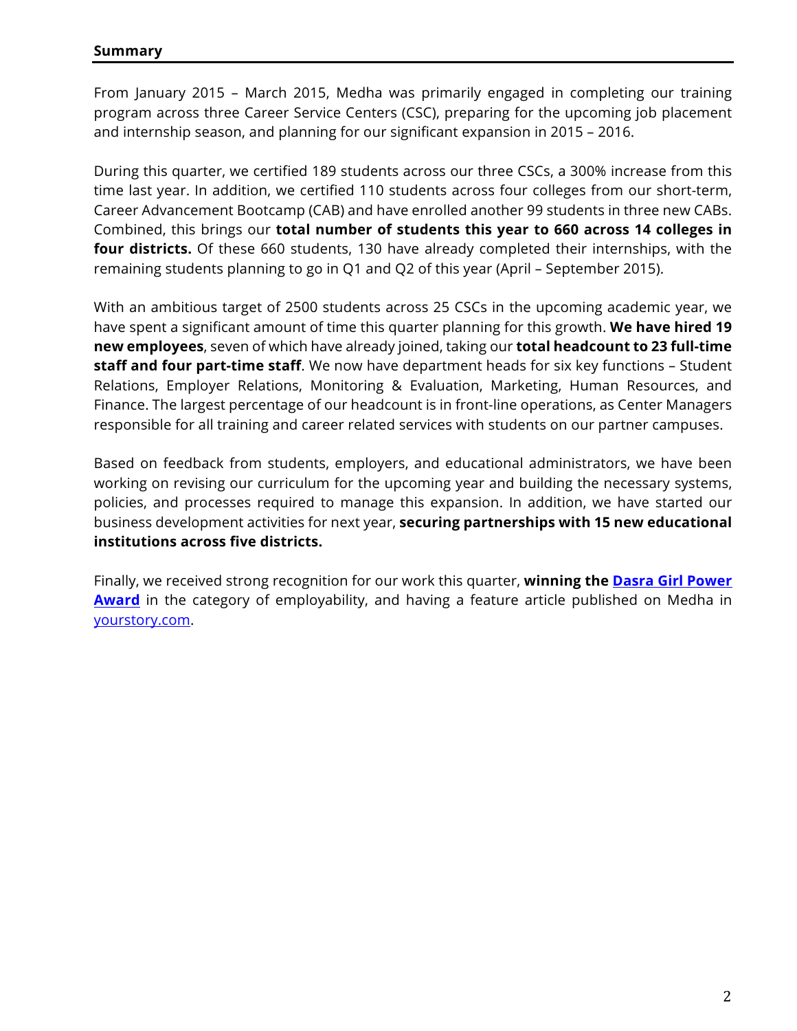## Summary

From January 2015 – March 2015, Medha was primarily engaged in completing our training program across three Career Service Centers (CSC), preparing for the upcoming job placement and internship season, and planning for our significant expansion in 2015 – 2016.

During this quarter, we certified 189 students across our three CSCs, a 300% increase from this time last year. In addition, we certified 110 students across four colleges from our short-term, Career Advancement Bootcamp (CAB) and have enrolled another 99 students in three new CABs. Combined, this brings our **total number of students this year to 660 across 14 colleges in four districts.** Of these 660 students, 130 have already completed their internships, with the remaining students planning to go in Q1 and Q2 of this year (April – September 2015).

With an ambitious target of 2500 students across 25 CSCs in the upcoming academic year, we have spent a significant amount of time this quarter planning for this growth. **We have hired 19 new employees**, seven of which have already joined, taking our **total headcount to 23 full-time staff and four part-time staff**. We now have department heads for six key functions – Student Relations, Employer Relations, Monitoring & Evaluation, Marketing, Human Resources, and Finance. The largest percentage of our headcount is in front-line operations, as Center Managers responsible for all training and career related services with students on our partner campuses.

Based on feedback from students, employers, and educational administrators, we have been working on revising our curriculum for the upcoming year and building the necessary systems, policies, and processes required to manage this expansion. In addition, we have started our business development activities for next year, **securing partnerships with 15 new educational institutions across five districts.**

Finally, we received strong recognition for our work this quarter, **winning the Dasra Girl Power Award** in the category of employability, and having a feature article published on Medha in yourstory.com.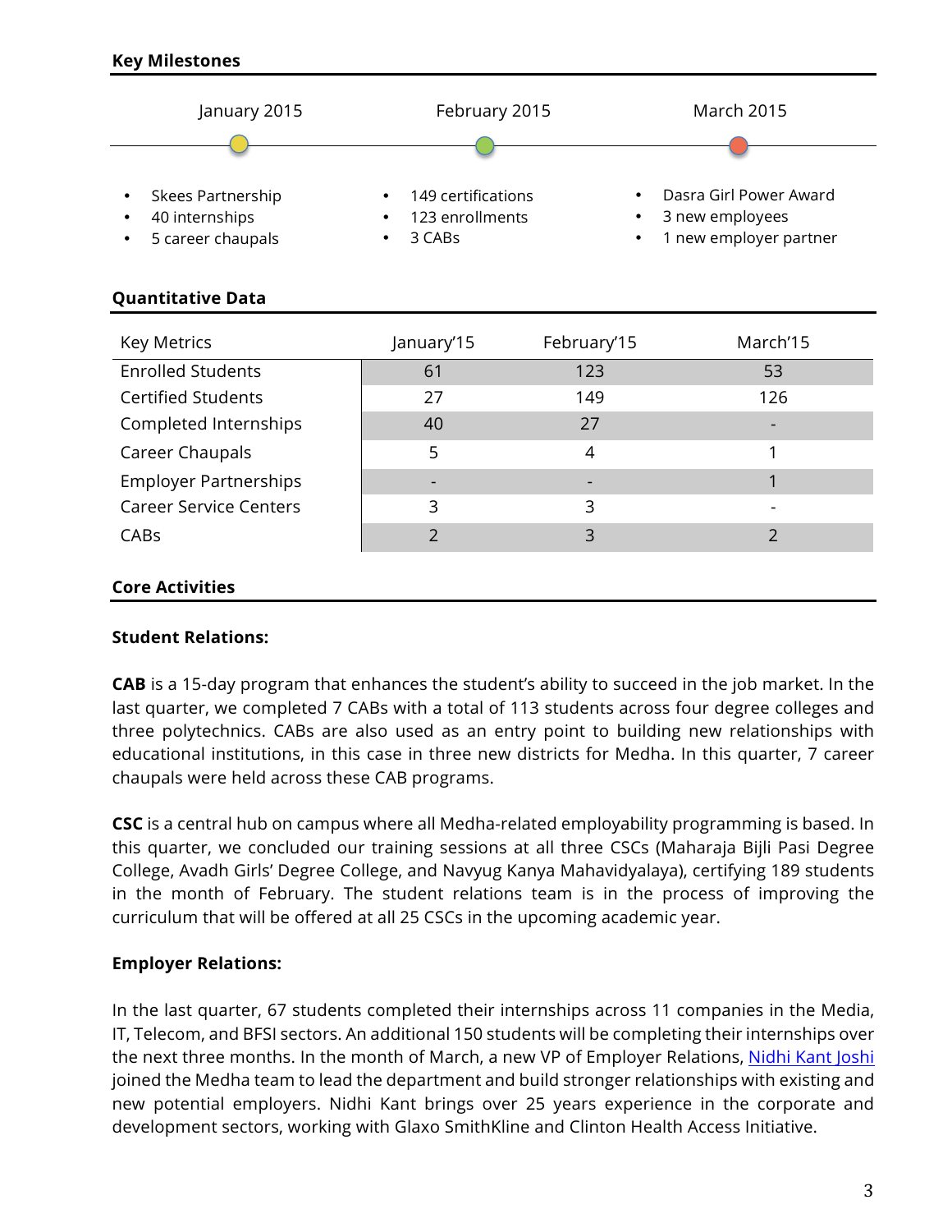## Key Milestones

**January 2015**
- Skees Partnership
- 40 internships
- 5 career chaupals

**February 2015**
- 149 certifications
- 123 enrollments
- 3 CABs

**March 2015**
- Dasra Girl Power Award
- 3 new employees
- 1 new employer partner

## Quantitative Data

| Key Metrics | January'15 | February'15 | March'15 |
|---|---|---|---|
| Enrolled Students | 61 | 123 | 53 |
| Certified Students | 27 | 149 | 126 |
| Completed Internships | 40 | 27 | - |
| Career Chaupals | 5 | 4 | 1 |
| Employer Partnerships | - | - | 1 |
| Career Service Centers | 3 | 3 | - |
| CABs | 2 | 3 | 2 |

## Core Activities

### Student Relations:

**CAB** is a 15-day program that enhances the student's ability to succeed in the job market. In the last quarter, we completed 7 CABs with a total of 113 students across four degree colleges and three polytechnics. CABs are also used as an entry point to building new relationships with educational institutions, in this case in three new districts for Medha. In this quarter, 7 career chaupals were held across these CAB programs.

**CSC** is a central hub on campus where all Medha-related employability programming is based. In this quarter, we concluded our training sessions at all three CSCs (Maharaja Bijli Pasi Degree College, Avadh Girls' Degree College, and Navyug Kanya Mahavidyalaya), certifying 189 students in the month of February. The student relations team is in the process of improving the curriculum that will be offered at all 25 CSCs in the upcoming academic year.

### Employer Relations:

In the last quarter, 67 students completed their internships across 11 companies in the Media, IT, Telecom, and BFSI sectors. An additional 150 students will be completing their internships over the next three months. In the month of March, a new VP of Employer Relations, Nidhi Kant Joshi joined the Medha team to lead the department and build stronger relationships with existing and new potential employers. Nidhi Kant brings over 25 years experience in the corporate and development sectors, working with Glaxo SmithKline and Clinton Health Access Initiative.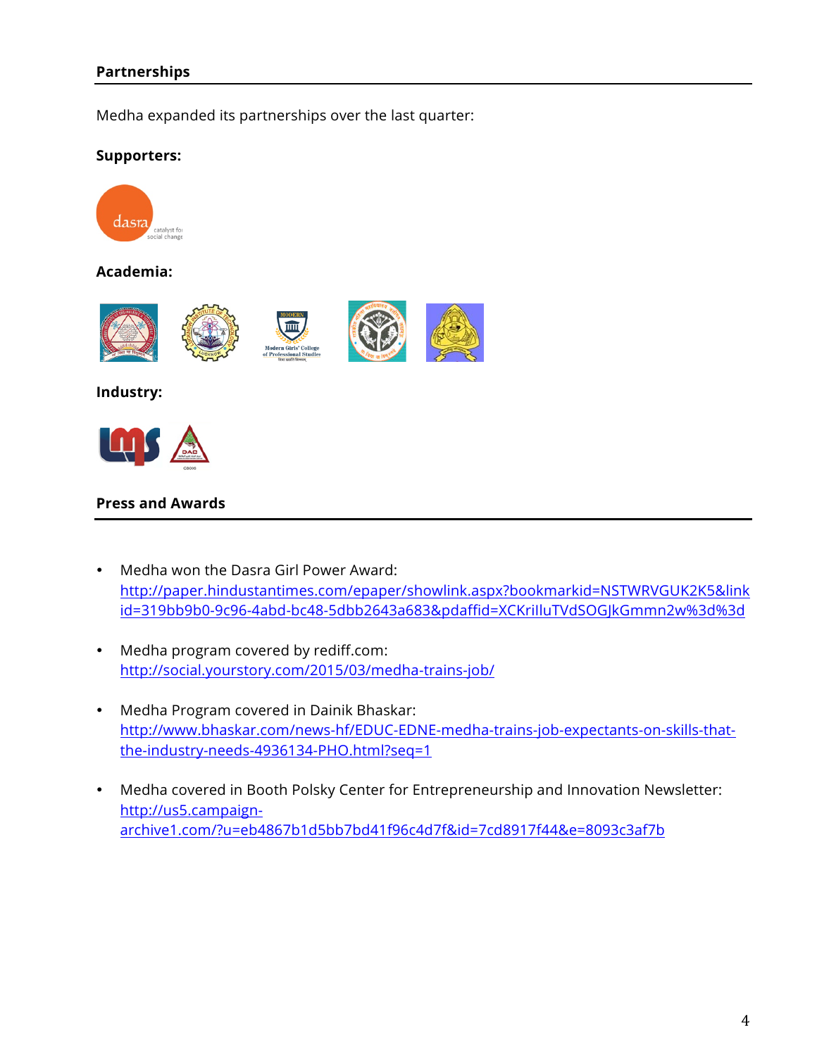## Partnerships

Medha expanded its partnerships over the last quarter:

**Supporters:**

**Academia:**

**Industry:**

## Press and Awards

- Medha won the Dasra Girl Power Award: http://paper.hindustantimes.com/epaper/showlink.aspx?bookmarkid=NSTWRVGUK2K5&linkid=319bb9b0-9c96-4abd-bc48-5dbb2643a683&pdaffid=XCKrilluTVdSOGJkGmmn2w%3d%3d

- Medha program covered by rediff.com: http://social.yourstory.com/2015/03/medha-trains-job/

- Medha Program covered in Dainik Bhaskar: http://www.bhaskar.com/news-hf/EDUC-EDNE-medha-trains-job-expectants-on-skills-that-the-industry-needs-4936134-PHO.html?seq=1

- Medha covered in Booth Polsky Center for Entrepreneurship and Innovation Newsletter: http://us5.campaign-archive1.com/?u=eb4867b1d5bb7bd41f96c4d7f&id=7cd8917f44&e=8093c3af7b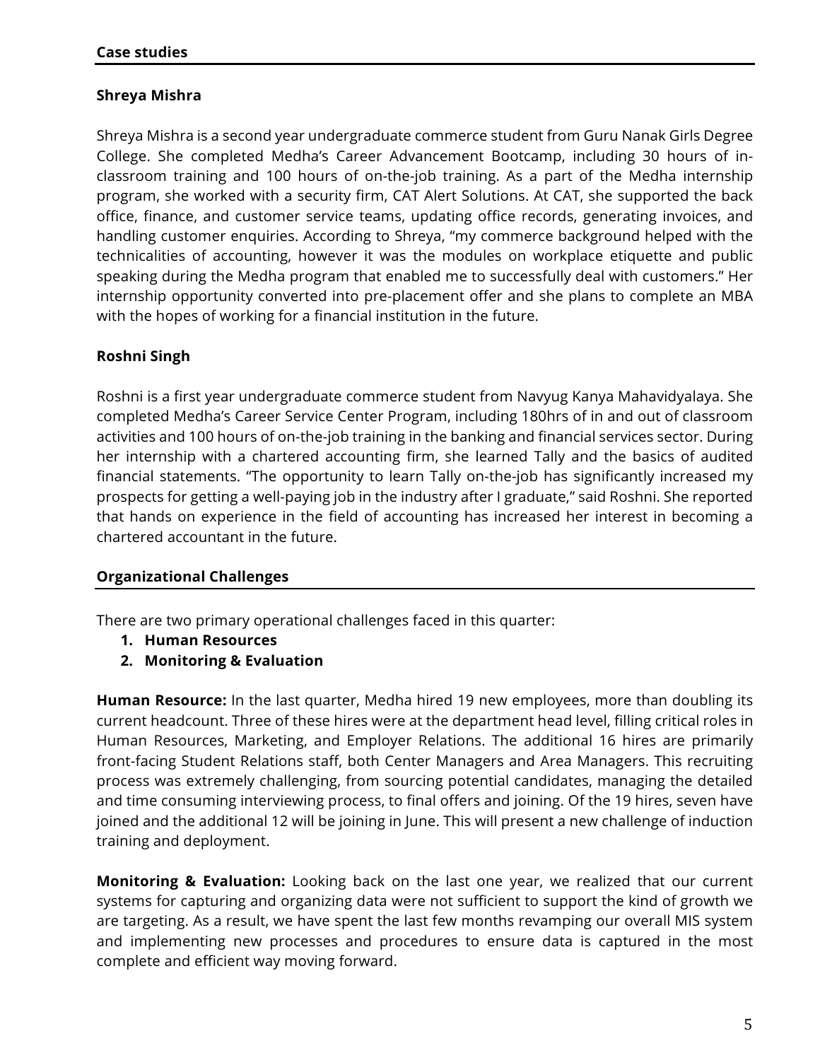## Case studies

### Shreya Mishra

Shreya Mishra is a second year undergraduate commerce student from Guru Nanak Girls Degree College. She completed Medha's Career Advancement Bootcamp, including 30 hours of in-classroom training and 100 hours of on-the-job training. As a part of the Medha internship program, she worked with a security firm, CAT Alert Solutions. At CAT, she supported the back office, finance, and customer service teams, updating office records, generating invoices, and handling customer enquiries. According to Shreya, "my commerce background helped with the technicalities of accounting, however it was the modules on workplace etiquette and public speaking during the Medha program that enabled me to successfully deal with customers." Her internship opportunity converted into pre-placement offer and she plans to complete an MBA with the hopes of working for a financial institution in the future.

### Roshni Singh

Roshni is a first year undergraduate commerce student from Navyug Kanya Mahavidyalaya. She completed Medha's Career Service Center Program, including 180hrs of in and out of classroom activities and 100 hours of on-the-job training in the banking and financial services sector. During her internship with a chartered accounting firm, she learned Tally and the basics of audited financial statements. "The opportunity to learn Tally on-the-job has significantly increased my prospects for getting a well-paying job in the industry after I graduate," said Roshni. She reported that hands on experience in the field of accounting has increased her interest in becoming a chartered accountant in the future.

## Organizational Challenges

There are two primary operational challenges faced in this quarter:

1. **Human Resources**
2. **Monitoring & Evaluation**

**Human Resource:** In the last quarter, Medha hired 19 new employees, more than doubling its current headcount. Three of these hires were at the department head level, filling critical roles in Human Resources, Marketing, and Employer Relations. The additional 16 hires are primarily front-facing Student Relations staff, both Center Managers and Area Managers. This recruiting process was extremely challenging, from sourcing potential candidates, managing the detailed and time consuming interviewing process, to final offers and joining. Of the 19 hires, seven have joined and the additional 12 will be joining in June. This will present a new challenge of induction training and deployment.

**Monitoring & Evaluation:** Looking back on the last one year, we realized that our current systems for capturing and organizing data were not sufficient to support the kind of growth we are targeting. As a result, we have spent the last few months revamping our overall MIS system and implementing new processes and procedures to ensure data is captured in the most complete and efficient way moving forward.